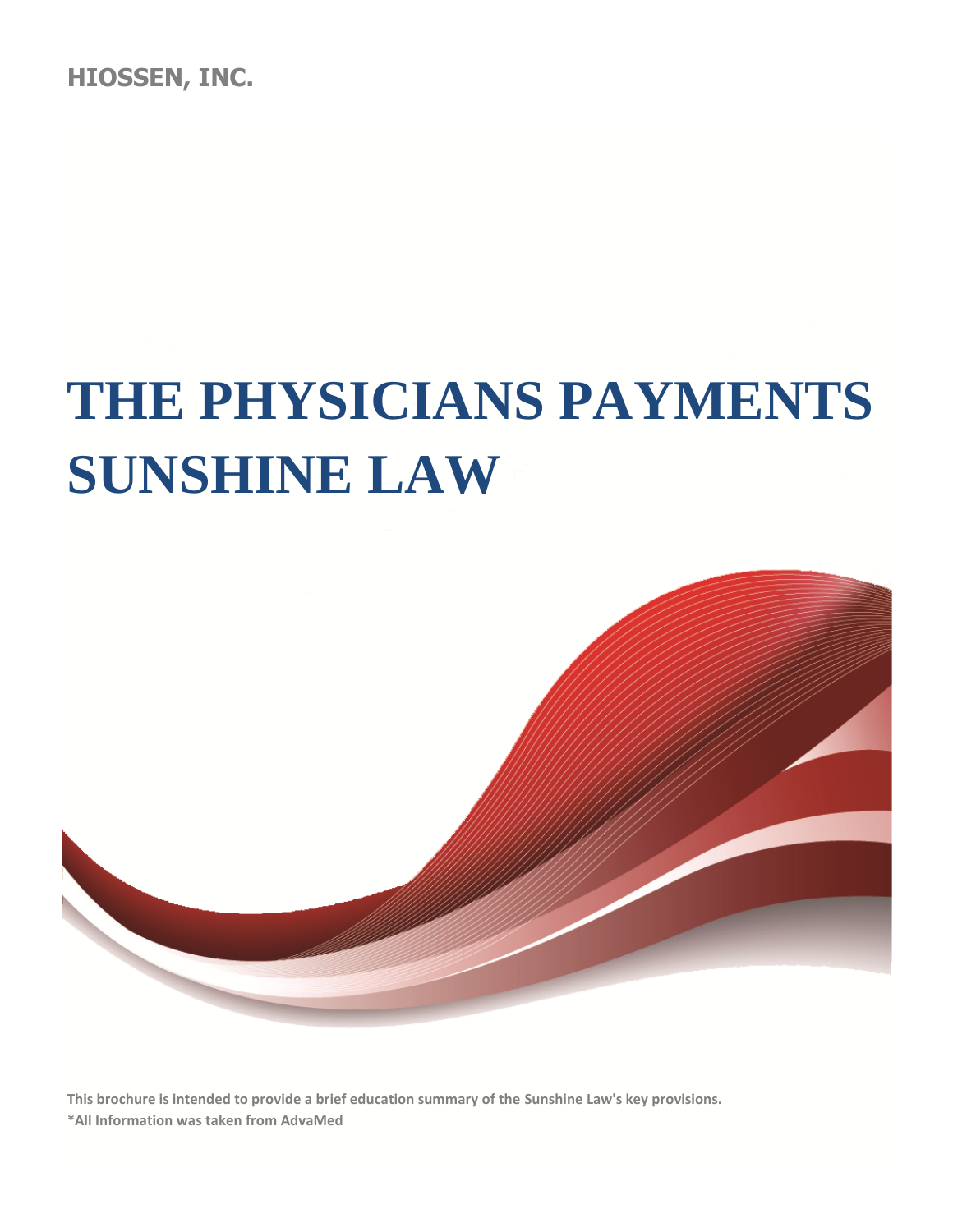HIOSSEN, INC.

# THE PHYSICIANS PAYMENTS SUNSHINE LAW

**This brochure is intended to provide a brief education summary of the Sunshine Law's key provisions.**

**\*All Information was taken from AdvaMed**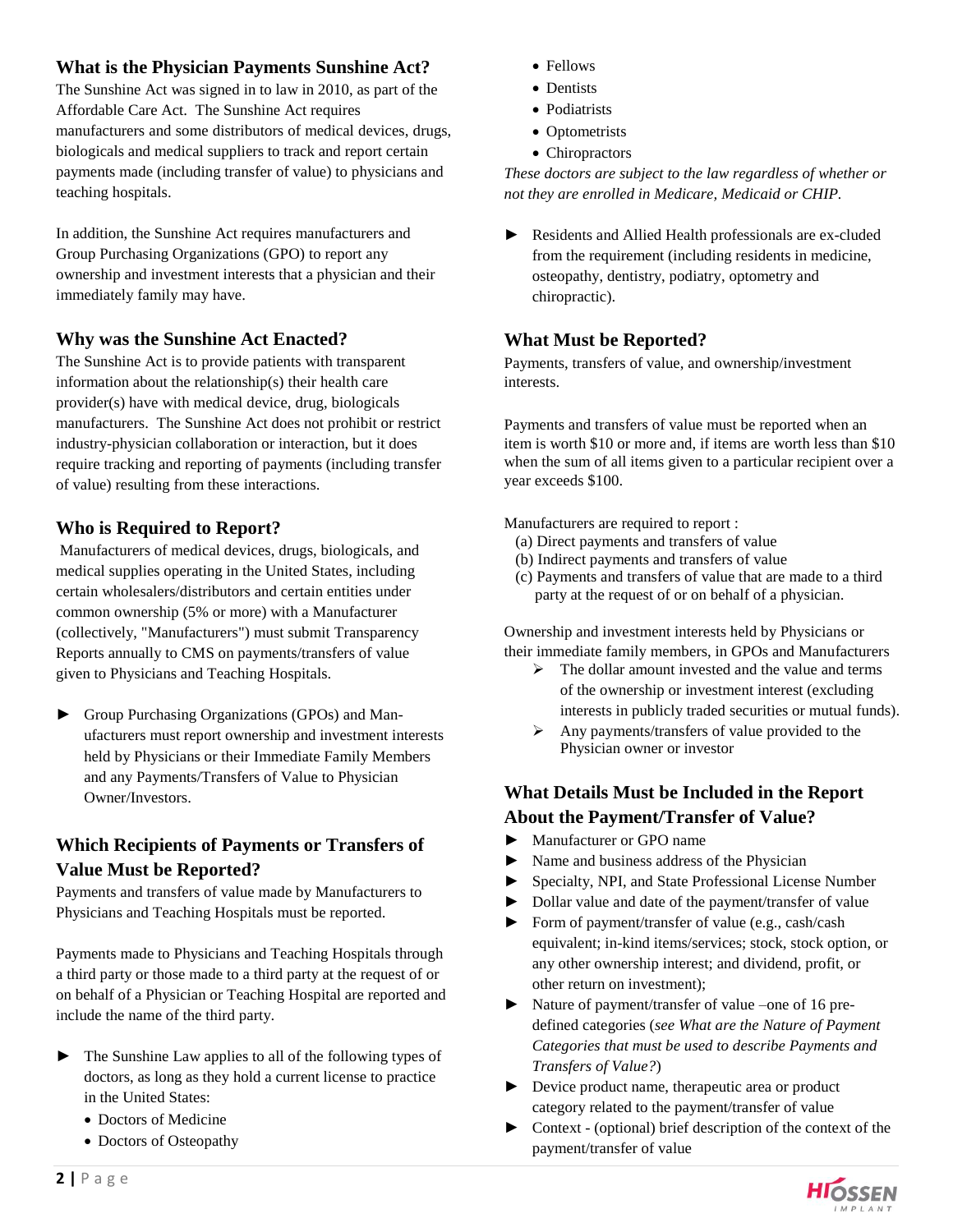## What is the Physician Payments Sunshine Act?

The Sunshine Act was signed in to law in 2010, as part of the Affordable Care Act. The Sunshine Act requires manufacturers and some distributors of medical devices, drugs, biologicals and medical suppliers to track and report certain payments made (including transfer of value) to physicians and teaching hospitals.

In addition, the Sunshine Act requires manufacturers and Group Purchasing Organizations (GPO) to report any ownership and investment interests that a physician and their immediately family may have.

## Why was the Sunshine Act Enacted?

The Sunshine Act is to provide patients with transparent information about the relationship(s) their health care provider(s) have with medical device, drug, biologicals manufacturers. The Sunshine Act does not prohibit or restrict industry-physician collaboration or interaction, but it does require tracking and reporting of payments (including transfer of value) resulting from these interactions.

## Who is Required to Report?

Manufacturers of medical devices, drugs, biologicals, and medical supplies operating in the United States, including certain wholesalers/distributors and certain entities under common ownership (5% or more) with a Manufacturer (collectively, "Manufacturers") must submit Transparency Reports annually to CMS on payments/transfers of value given to Physicians and Teaching Hospitals.

- ► Group Purchasing Organizations (GPOs) and Manufacturers must report ownership and investment interests held by Physicians or their Immediate Family Members and any Payments/Transfers of Value to Physician Owner/Investors.

## Which Recipients of Payments or Transfers of Value Must be Reported?

Payments and transfers of value made by Manufacturers to Physicians and Teaching Hospitals must be reported.

Payments made to Physicians and Teaching Hospitals through a third party or those made to a third party at the request of or on behalf of a Physician or Teaching Hospital are reported and include the name of the third party.

- ► The Sunshine Law applies to all of the following types of doctors, as long as they hold a current license to practice in the United States:
  - Doctors of Medicine
  - Doctors of Osteopathy
  - Fellows
  - Dentists
  - Podiatrists
  - Optometrists
  - Chiropractors

*These doctors are subject to the law regardless of whether or not they are enrolled in Medicare, Medicaid or CHIP.*

- ► Residents and Allied Health professionals are ex-cluded from the requirement (including residents in medicine, osteopathy, dentistry, podiatry, optometry and chiropractic).

## What Must be Reported?

Payments, transfers of value, and ownership/investment interests.

Payments and transfers of value must be reported when an item is worth $10 or more and, if items are worth less than $10 when the sum of all items given to a particular recipient over a year exceeds $100.

Manufacturers are required to report :

(a) Direct payments and transfers of value
(b) Indirect payments and transfers of value
(c) Payments and transfers of value that are made to a third party at the request of or on behalf of a physician.

Ownership and investment interests held by Physicians or their immediate family members, in GPOs and Manufacturers

- ➢ The dollar amount invested and the value and terms of the ownership or investment interest (excluding interests in publicly traded securities or mutual funds).
- ➢ Any payments/transfers of value provided to the Physician owner or investor

## What Details Must be Included in the Report About the Payment/Transfer of Value?

- ► Manufacturer or GPO name
- ► Name and business address of the Physician
- ► Specialty, NPI, and State Professional License Number
- ► Dollar value and date of the payment/transfer of value
- ► Form of payment/transfer of value (e.g., cash/cash equivalent; in-kind items/services; stock, stock option, or any other ownership interest; and dividend, profit, or other return on investment);
- ► Nature of payment/transfer of value –one of 16 pre-defined categories (*see What are the Nature of Payment Categories that must be used to describe Payments and Transfers of Value?*)
- ► Device product name, therapeutic area or product category related to the payment/transfer of value
- ► Context - (optional) brief description of the context of the payment/transfer of value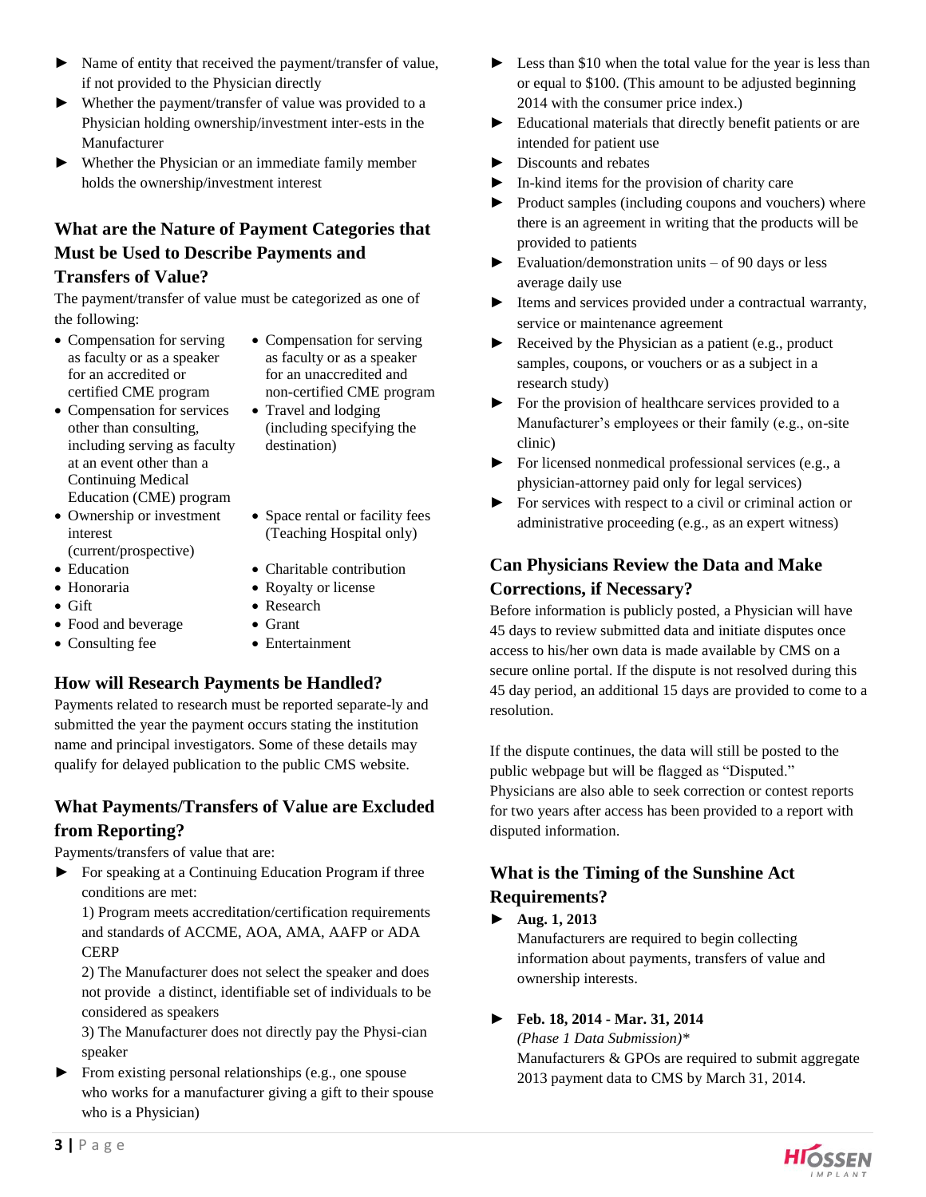- Name of entity that received the payment/transfer of value, if not provided to the Physician directly
- Whether the payment/transfer of value was provided to a Physician holding ownership/investment inter-ests in the Manufacturer
- Whether the Physician or an immediate family member holds the ownership/investment interest

## What are the Nature of Payment Categories that Must be Used to Describe Payments and Transfers of Value?

The payment/transfer of value must be categorized as one of the following:

- Compensation for serving as faculty or as a speaker for an accredited or certified CME program
- Compensation for services other than consulting, including serving as faculty at an event other than a Continuing Medical Education (CME) program
- Ownership or investment interest (current/prospective)
- Education
- Honoraria
- Gift
- Food and beverage
- Consulting fee
- Compensation for serving as faculty or as a speaker for an unaccredited and non-certified CME program
- Travel and lodging (including specifying the destination)
- Space rental or facility fees (Teaching Hospital only)
- Charitable contribution
- Royalty or license
- Research
- Grant
- Entertainment

## How will Research Payments be Handled?

Payments related to research must be reported separate-ly and submitted the year the payment occurs stating the institution name and principal investigators. Some of these details may qualify for delayed publication to the public CMS website.

## What Payments/Transfers of Value are Excluded from Reporting?

Payments/transfers of value that are:

- For speaking at a Continuing Education Program if three conditions are met:
  1) Program meets accreditation/certification requirements and standards of ACCME, AOA, AMA, AAFP or ADA CERP
  2) The Manufacturer does not select the speaker and does not provide a distinct, identifiable set of individuals to be considered as speakers
  3) The Manufacturer does not directly pay the Physi-cian speaker
- From existing personal relationships (e.g., one spouse who works for a manufacturer giving a gift to their spouse who is a Physician)
- Less than $10 when the total value for the year is less than or equal to $100. (This amount to be adjusted beginning 2014 with the consumer price index.)
- Educational materials that directly benefit patients or are intended for patient use
- Discounts and rebates
- In-kind items for the provision of charity care
- Product samples (including coupons and vouchers) where there is an agreement in writing that the products will be provided to patients
- Evaluation/demonstration units – of 90 days or less average daily use
- Items and services provided under a contractual warranty, service or maintenance agreement
- Received by the Physician as a patient (e.g., product samples, coupons, or vouchers or as a subject in a research study)
- For the provision of healthcare services provided to a Manufacturer's employees or their family (e.g., on-site clinic)
- For licensed nonmedical professional services (e.g., a physician-attorney paid only for legal services)
- For services with respect to a civil or criminal action or administrative proceeding (e.g., as an expert witness)

## Can Physicians Review the Data and Make Corrections, if Necessary?

Before information is publicly posted, a Physician will have 45 days to review submitted data and initiate disputes once access to his/her own data is made available by CMS on a secure online portal. If the dispute is not resolved during this 45 day period, an additional 15 days are provided to come to a resolution.

If the dispute continues, the data will still be posted to the public webpage but will be flagged as "Disputed." Physicians are also able to seek correction or contest reports for two years after access has been provided to a report with disputed information.

## What is the Timing of the Sunshine Act Requirements?

- **Aug. 1, 2013**
  Manufacturers are required to begin collecting information about payments, transfers of value and ownership interests.

- **Feb. 18, 2014 - Mar. 31, 2014**
  *(Phase 1 Data Submission)\**
  Manufacturers & GPOs are required to submit aggregate 2013 payment data to CMS by March 31, 2014.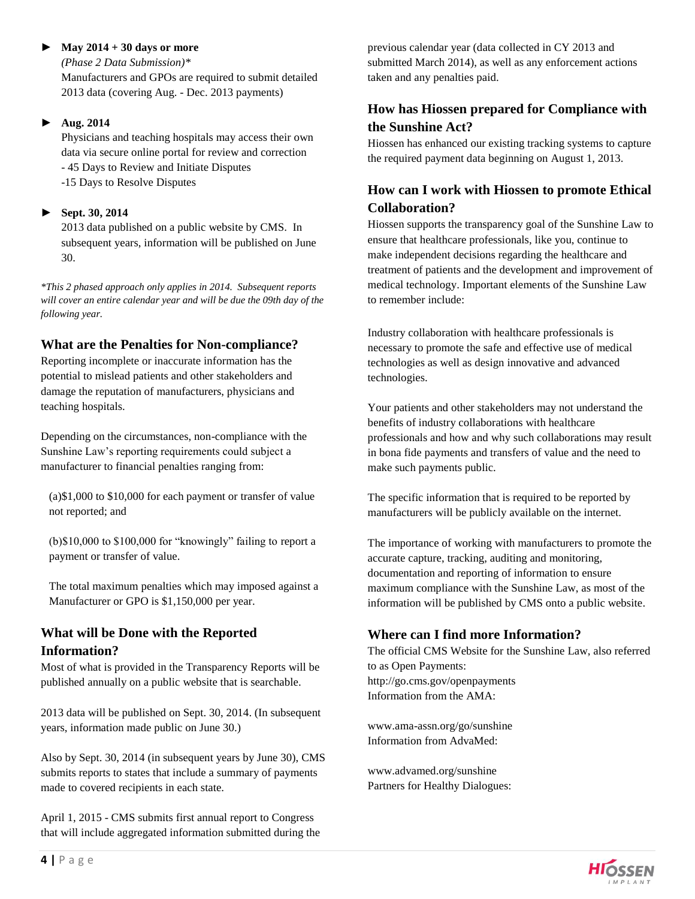- **May 2014 + 30 days or more**
  *(Phase 2 Data Submission)**
  Manufacturers and GPOs are required to submit detailed 2013 data (covering Aug. - Dec. 2013 payments)

- **Aug. 2014**
  Physicians and teaching hospitals may access their own data via secure online portal for review and correction
  - 45 Days to Review and Initiate Disputes
  -15 Days to Resolve Disputes

- **Sept. 30, 2014**
  2013 data published on a public website by CMS. In subsequent years, information will be published on June 30.

**This 2 phased approach only applies in 2014. Subsequent reports will cover an entire calendar year and will be due the 09th day of the following year.*

## What are the Penalties for Non-compliance?

Reporting incomplete or inaccurate information has the potential to mislead patients and other stakeholders and damage the reputation of manufacturers, physicians and teaching hospitals.

Depending on the circumstances, non-compliance with the Sunshine Law's reporting requirements could subject a manufacturer to financial penalties ranging from:

(a)$1,000 to $10,000 for each payment or transfer of value not reported; and

(b)$10,000 to $100,000 for "knowingly" failing to report a payment or transfer of value.

The total maximum penalties which may imposed against a Manufacturer or GPO is $1,150,000 per year.

## What will be Done with the Reported Information?

Most of what is provided in the Transparency Reports will be published annually on a public website that is searchable.

2013 data will be published on Sept. 30, 2014. (In subsequent years, information made public on June 30.)

Also by Sept. 30, 2014 (in subsequent years by June 30), CMS submits reports to states that include a summary of payments made to covered recipients in each state.

April 1, 2015 - CMS submits first annual report to Congress that will include aggregated information submitted during the previous calendar year (data collected in CY 2013 and submitted March 2014), as well as any enforcement actions taken and any penalties paid.

## How has Hiossen prepared for Compliance with the Sunshine Act?

Hiossen has enhanced our existing tracking systems to capture the required payment data beginning on August 1, 2013.

## How can I work with Hiossen to promote Ethical Collaboration?

Hiossen supports the transparency goal of the Sunshine Law to ensure that healthcare professionals, like you, continue to make independent decisions regarding the healthcare and treatment of patients and the development and improvement of medical technology. Important elements of the Sunshine Law to remember include:

Industry collaboration with healthcare professionals is necessary to promote the safe and effective use of medical technologies as well as design innovative and advanced technologies.

Your patients and other stakeholders may not understand the benefits of industry collaborations with healthcare professionals and how and why such collaborations may result in bona fide payments and transfers of value and the need to make such payments public.

The specific information that is required to be reported by manufacturers will be publicly available on the internet.

The importance of working with manufacturers to promote the accurate capture, tracking, auditing and monitoring, documentation and reporting of information to ensure maximum compliance with the Sunshine Law, as most of the information will be published by CMS onto a public website.

## Where can I find more Information?

The official CMS Website for the Sunshine Law, also referred to as Open Payments:
http://go.cms.gov/openpayments
Information from the AMA:

www.ama-assn.org/go/sunshine
Information from AdvaMed:

www.advamed.org/sunshine
Partners for Healthy Dialogues: